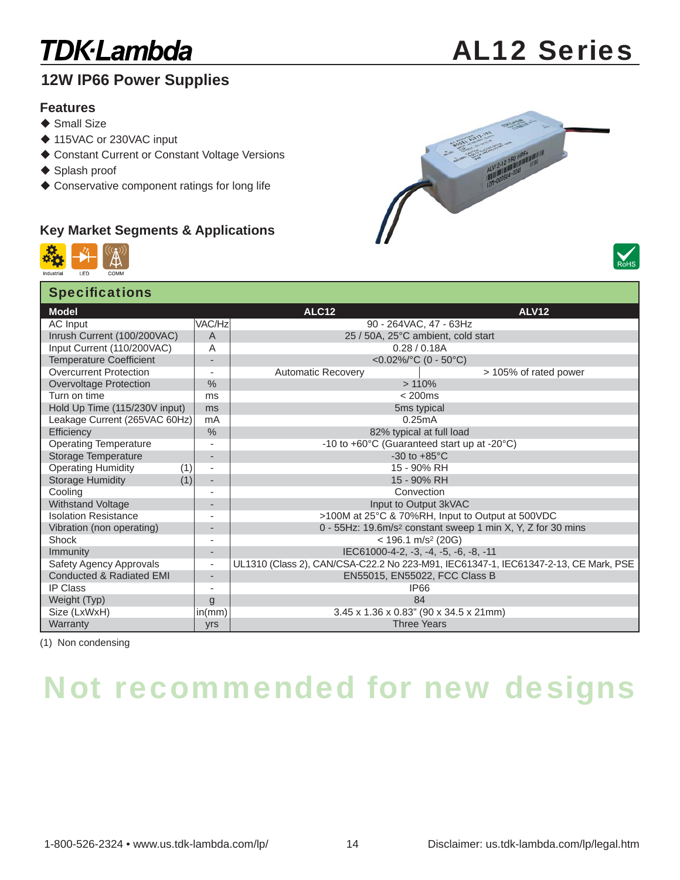# TDK·Lambda

# AL12 Series

## 12W IP66 Power Supplies

### Features

- ◆ Small Size
- ◆ 115VAC or 230VAC input
- ◆ Constant Current or Constant Voltage Versions
- ◆ Splash proof
- ◆ Conservative component ratings for long life

### Key Market Segments & Applications

Industrial LED COMM

RoHS

## Specifications

| Model | | ALC12 | ALV12 |
|---|---|---|---|
| AC Input | VAC/Hz | 90 - 264VAC, 47 - 63Hz | |
| Inrush Current (100/200VAC) | A | 25 / 50A, 25°C ambient, cold start | |
| Input Current (110/200VAC) | A | 0.28 / 0.18A | |
| Temperature Coefficient | - | <0.02%/°C (0 - 50°C) | |
| Overcurrent Protection | - | Automatic Recovery | > 105% of rated power |
| Overvoltage Protection | % | > 110% | |
| Turn on time | ms | < 200ms | |
| Hold Up Time (115/230V input) | ms | 5ms typical | |
| Leakage Current (265VAC 60Hz) | mA | 0.25mA | |
| Efficiency | % | 82% typical at full load | |
| Operating Temperature | - | -10 to +60°C (Guaranteed start up at -20°C) | |
| Storage Temperature | - | -30 to +85°C | |
| Operating Humidity (1) | - | 15 - 90% RH | |
| Storage Humidity (1) | - | 15 - 90% RH | |
| Cooling | - | Convection | |
| Withstand Voltage | - | Input to Output 3kVAC | |
| Isolation Resistance | - | >100M at 25°C & 70%RH, Input to Output at 500VDC | |
| Vibration (non operating) | - | 0 - 55Hz: 19.6m/s² constant sweep 1 min X, Y, Z for 30 mins | |
| Shock | - | < 196.1 m/s² (20G) | |
| Immunity | - | IEC61000-4-2, -3, -4, -5, -6, -8, -11 | |
| Safety Agency Approvals | - | UL1310 (Class 2), CAN/CSA-C22.2 No 223-M91, IEC61347-1, IEC61347-2-13, CE Mark, PSE | |
| Conducted & Radiated EMI | - | EN55015, EN55022, FCC Class B | |
| IP Class | - | IP66 | |
| Weight (Typ) | g | 84 | |
| Size (LxWxH) | in(mm) | 3.45 x 1.36 x 0.83" (90 x 34.5 x 21mm) | |
| Warranty | yrs | Three Years | |

(1) Non condensing

# Not recommended for new designs

1-800-526-2324 • www.us.tdk-lambda.com/lp/

Disclaimer: us.tdk-lambda.com/lp/legal.htm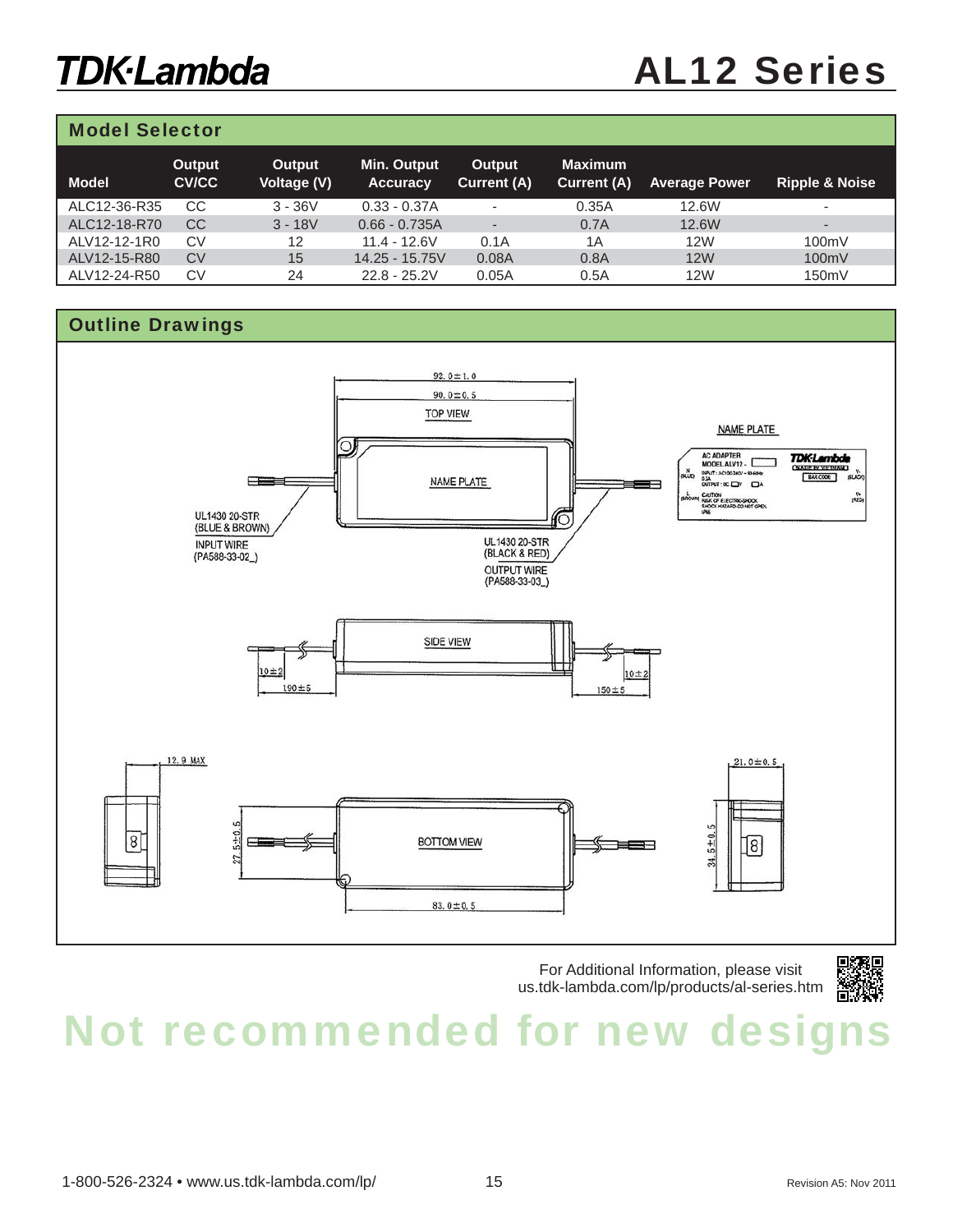# AL12 Series

## Model Selector

| Model | Output CV/CC | Output Voltage (V) | Min. Output Accuracy | Output Current (A) | Maximum Current (A) | Average Power | Ripple & Noise |
|---|---|---|---|---|---|---|---|
| ALC12-36-R35 | CC | 3 - 36V | 0.33 - 0.37A | - | 0.35A | 12.6W | - |
| ALC12-18-R70 | CC | 3 - 18V | 0.66 - 0.735A | - | 0.7A | 12.6W | - |
| ALV12-12-1R0 | CV | 12 | 11.4 - 12.6V | 0.1A | 1A | 12W | 100mV |
| ALV12-15-R80 | CV | 15 | 14.25 - 15.75V | 0.08A | 0.8A | 12W | 100mV |
| ALV12-24-R50 | CV | 24 | 22.8 - 25.2V | 0.05A | 0.5A | 12W | 150mV |

## Outline Drawings

92.0±1.0
90.0±0.5
TOP VIEW
NAME PLATE
UL1430 20-STR (BLUE & BROWN) INPUT WIRE (PA588-33-02_)
UL1430 20-STR (BLACK & RED) OUTPUT WIRE (PA588-33-03_)
NAME PLATE
SIDE VIEW
10±2
190±5
10±2
150±5
12.9 MAX
27.5±0.5
BOTTOM VIEW
83.0±0.5
21.0±0.5
34.5±0.5

For Additional Information, please visit
us.tdk-lambda.com/lp/products/al-series.htm

**Not recommended for new designs**

1-800-526-2324 • www.us.tdk-lambda.com/lp/

Revision A5: Nov 2011